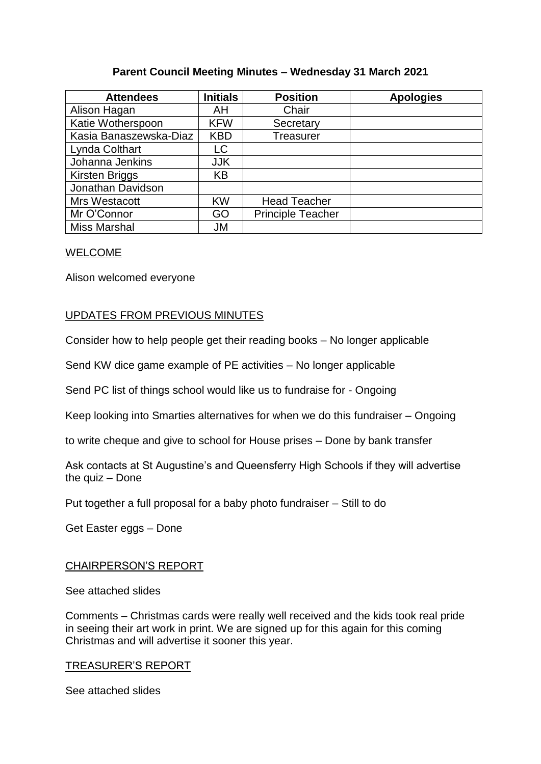**Parent Council Meeting Minutes – Wednesday 31 March 2021**

| Attendees | Initials | Position | Apologies |
|---|---|---|---|
| Alison Hagan | AH | Chair | |
| Katie Wotherspoon | KFW | Secretary | |
| Kasia Banaszewska-Diaz | KBD | Treasurer | |
| Lynda Colthart | LC | | |
| Johanna Jenkins | JJK | | |
| Kirsten Briggs | KB | | |
| Jonathan Davidson | | | |
| Mrs Westacott | KW | Head Teacher | |
| Mr O'Connor | GO | Principle Teacher | |
| Miss Marshal | JM | | |

WELCOME

Alison welcomed everyone

UPDATES FROM PREVIOUS MINUTES

Consider how to help people get their reading books – No longer applicable

Send KW dice game example of PE activities – No longer applicable

Send PC list of things school would like us to fundraise for - Ongoing

Keep looking into Smarties alternatives for when we do this fundraiser – Ongoing

to write cheque and give to school for House prises – Done by bank transfer

Ask contacts at St Augustine's and Queensferry High Schools if they will advertise the quiz – Done

Put together a full proposal for a baby photo fundraiser – Still to do

Get Easter eggs – Done

CHAIRPERSON'S REPORT

See attached slides

Comments – Christmas cards were really well received and the kids took real pride in seeing their art work in print. We are signed up for this again for this coming Christmas and will advertise it sooner this year.

TREASURER'S REPORT

See attached slides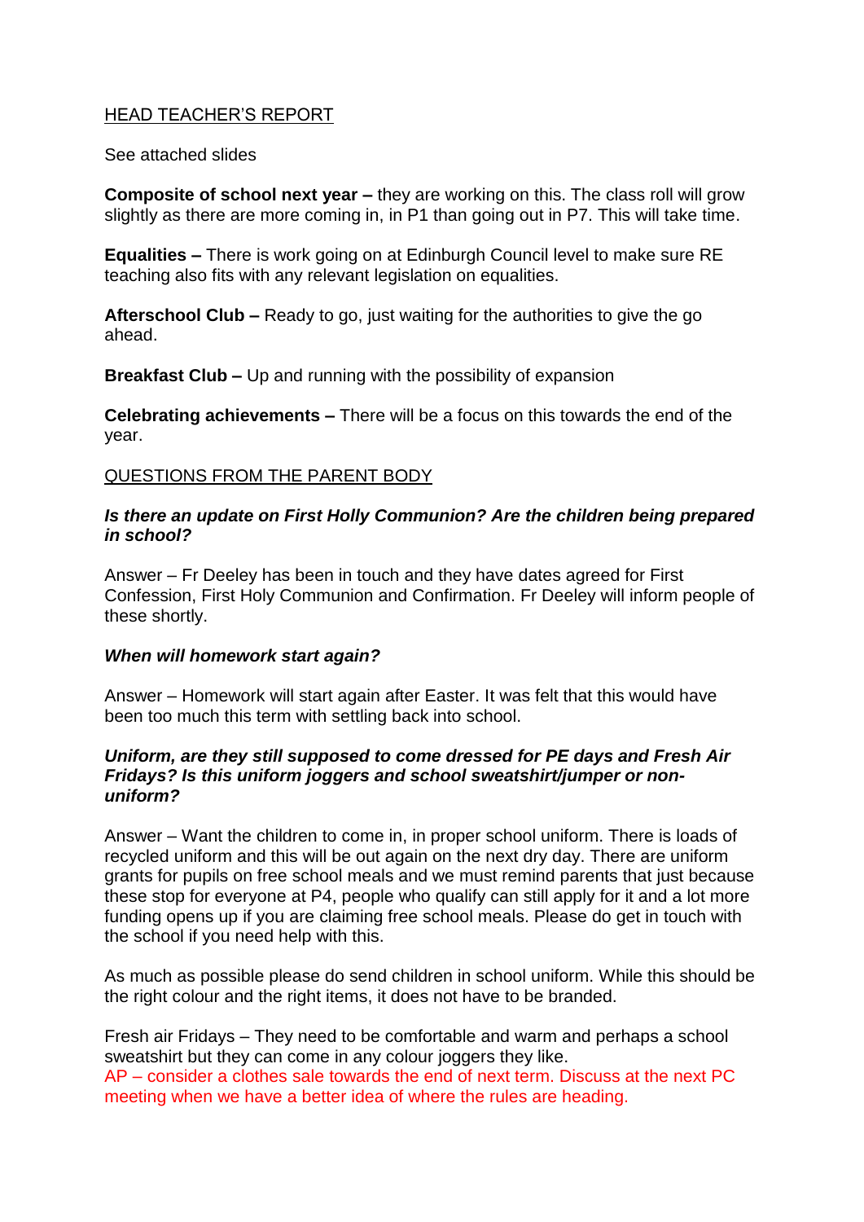## HEAD TEACHER'S REPORT

See attached slides

**Composite of school next year –** they are working on this. The class roll will grow slightly as there are more coming in, in P1 than going out in P7. This will take time.

**Equalities –** There is work going on at Edinburgh Council level to make sure RE teaching also fits with any relevant legislation on equalities.

**Afterschool Club –** Ready to go, just waiting for the authorities to give the go ahead.

**Breakfast Club –** Up and running with the possibility of expansion

**Celebrating achievements –** There will be a focus on this towards the end of the year.

## QUESTIONS FROM THE PARENT BODY

***Is there an update on First Holly Communion? Are the children being prepared in school?***

Answer – Fr Deeley has been in touch and they have dates agreed for First Confession, First Holy Communion and Confirmation. Fr Deeley will inform people of these shortly.

***When will homework start again?***

Answer – Homework will start again after Easter. It was felt that this would have been too much this term with settling back into school.

***Uniform, are they still supposed to come dressed for PE days and Fresh Air Fridays? Is this uniform joggers and school sweatshirt/jumper or non-uniform?***

Answer – Want the children to come in, in proper school uniform. There is loads of recycled uniform and this will be out again on the next dry day. There are uniform grants for pupils on free school meals and we must remind parents that just because these stop for everyone at P4, people who qualify can still apply for it and a lot more funding opens up if you are claiming free school meals. Please do get in touch with the school if you need help with this.

As much as possible please do send children in school uniform. While this should be the right colour and the right items, it does not have to be branded.

Fresh air Fridays – They need to be comfortable and warm and perhaps a school sweatshirt but they can come in any colour joggers they like.
AP – consider a clothes sale towards the end of next term. Discuss at the next PC meeting when we have a better idea of where the rules are heading.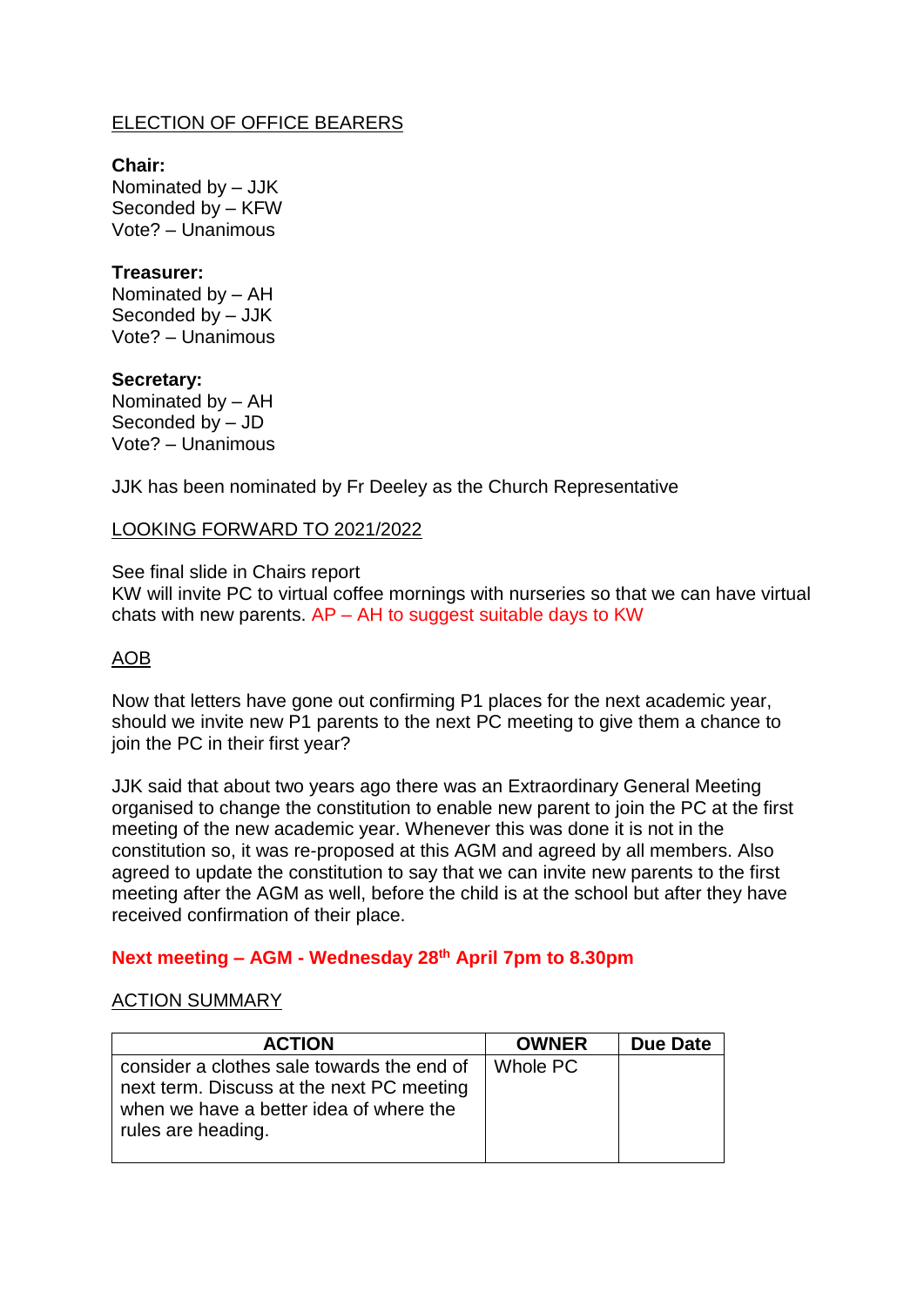## ELECTION OF OFFICE BEARERS

**Chair:**
Nominated by – JJK
Seconded by – KFW
Vote? – Unanimous

**Treasurer:**
Nominated by – AH
Seconded by – JJK
Vote? – Unanimous

**Secretary:**
Nominated by – AH
Seconded by – JD
Vote? – Unanimous

JJK has been nominated by Fr Deeley as the Church Representative

## LOOKING FORWARD TO 2021/2022

See final slide in Chairs report
KW will invite PC to virtual coffee mornings with nurseries so that we can have virtual chats with new parents. AP – AH to suggest suitable days to KW

## AOB

Now that letters have gone out confirming P1 places for the next academic year, should we invite new P1 parents to the next PC meeting to give them a chance to join the PC in their first year?

JJK said that about two years ago there was an Extraordinary General Meeting organised to change the constitution to enable new parent to join the PC at the first meeting of the new academic year. Whenever this was done it is not in the constitution so, it was re-proposed at this AGM and agreed by all members. Also agreed to update the constitution to say that we can invite new parents to the first meeting after the AGM as well, before the child is at the school but after they have received confirmation of their place.

**Next meeting – AGM - Wednesday 28th April 7pm to 8.30pm**

## ACTION SUMMARY

| ACTION | OWNER | Due Date |
|---|---|---|
| consider a clothes sale towards the end of next term. Discuss at the next PC meeting when we have a better idea of where the rules are heading. | Whole PC | |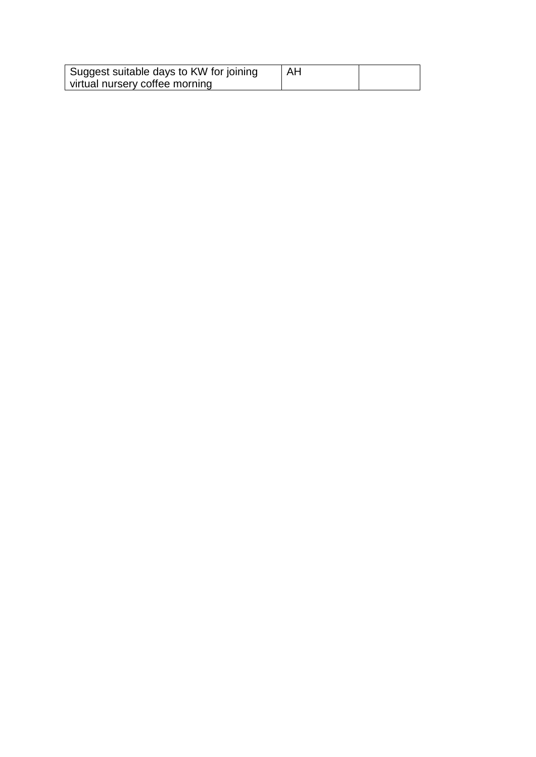| | | |
|---|---|---|
| Suggest suitable days to KW for joining virtual nursery coffee morning | AH | |